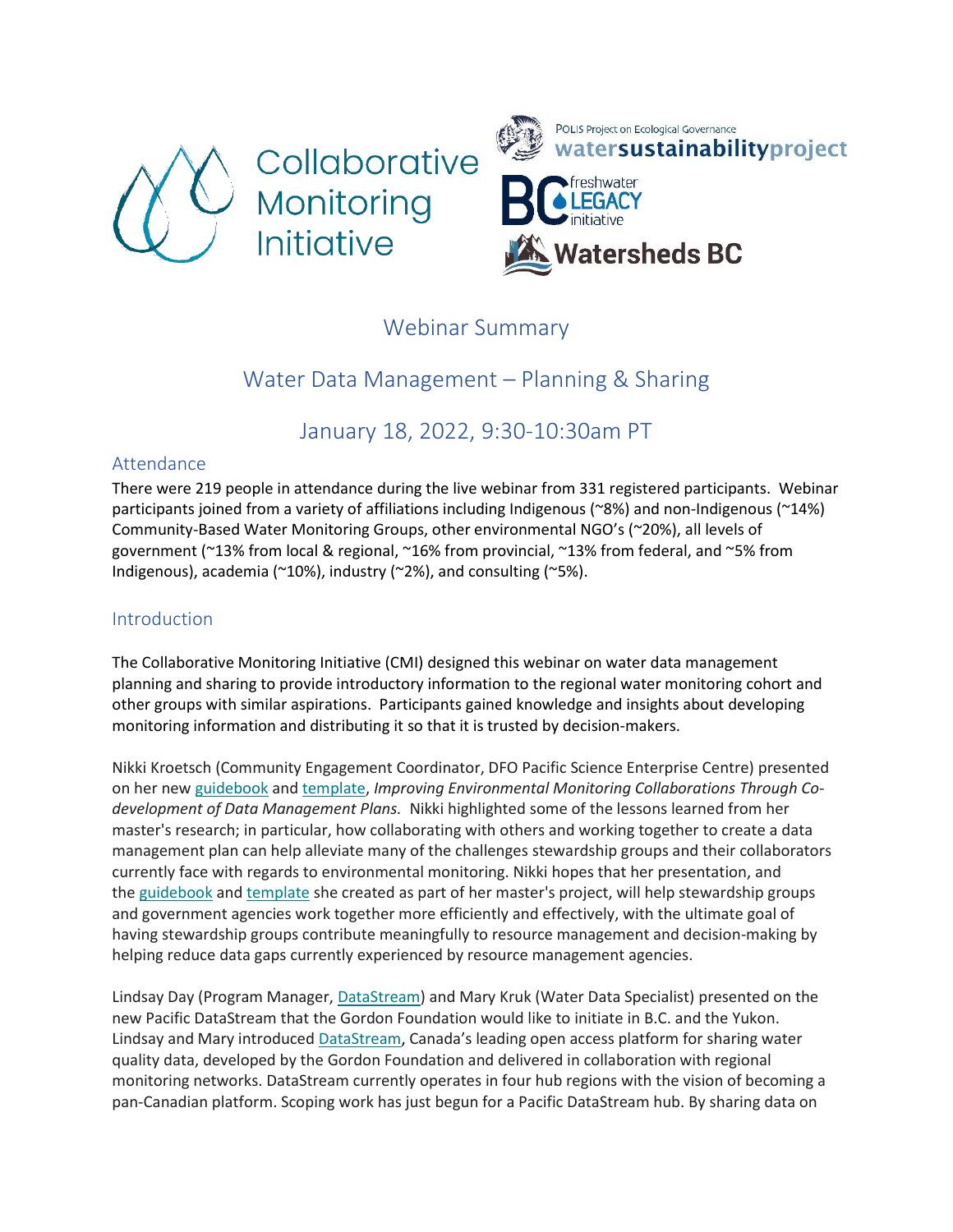Collaborative Monitoring Initiative

POLIS Project on Ecological Governance
watersustainabilityproject

BC freshwater LEGACY initiative

Watersheds BC

# Webinar Summary

## Water Data Management – Planning & Sharing

## January 18, 2022, 9:30-10:30am PT

### Attendance

There were 219 people in attendance during the live webinar from 331 registered participants. Webinar participants joined from a variety of affiliations including Indigenous (~8%) and non-Indigenous (~14%) Community-Based Water Monitoring Groups, other environmental NGO's (~20%), all levels of government (~13% from local & regional, ~16% from provincial, ~13% from federal, and ~5% from Indigenous), academia (~10%), industry (~2%), and consulting (~5%).

### Introduction

The Collaborative Monitoring Initiative (CMI) designed this webinar on water data management planning and sharing to provide introductory information to the regional water monitoring cohort and other groups with similar aspirations. Participants gained knowledge and insights about developing monitoring information and distributing it so that it is trusted by decision-makers.

Nikki Kroetsch (Community Engagement Coordinator, DFO Pacific Science Enterprise Centre) presented on her new guidebook and template, *Improving Environmental Monitoring Collaborations Through Co-development of Data Management Plans.* Nikki highlighted some of the lessons learned from her master's research; in particular, how collaborating with others and working together to create a data management plan can help alleviate many of the challenges stewardship groups and their collaborators currently face with regards to environmental monitoring. Nikki hopes that her presentation, and the guidebook and template she created as part of her master's project, will help stewardship groups and government agencies work together more efficiently and effectively, with the ultimate goal of having stewardship groups contribute meaningfully to resource management and decision-making by helping reduce data gaps currently experienced by resource management agencies.

Lindsay Day (Program Manager, DataStream) and Mary Kruk (Water Data Specialist) presented on the new Pacific DataStream that the Gordon Foundation would like to initiate in B.C. and the Yukon. Lindsay and Mary introduced DataStream, Canada's leading open access platform for sharing water quality data, developed by the Gordon Foundation and delivered in collaboration with regional monitoring networks. DataStream currently operates in four hub regions with the vision of becoming a pan-Canadian platform. Scoping work has just begun for a Pacific DataStream hub. By sharing data on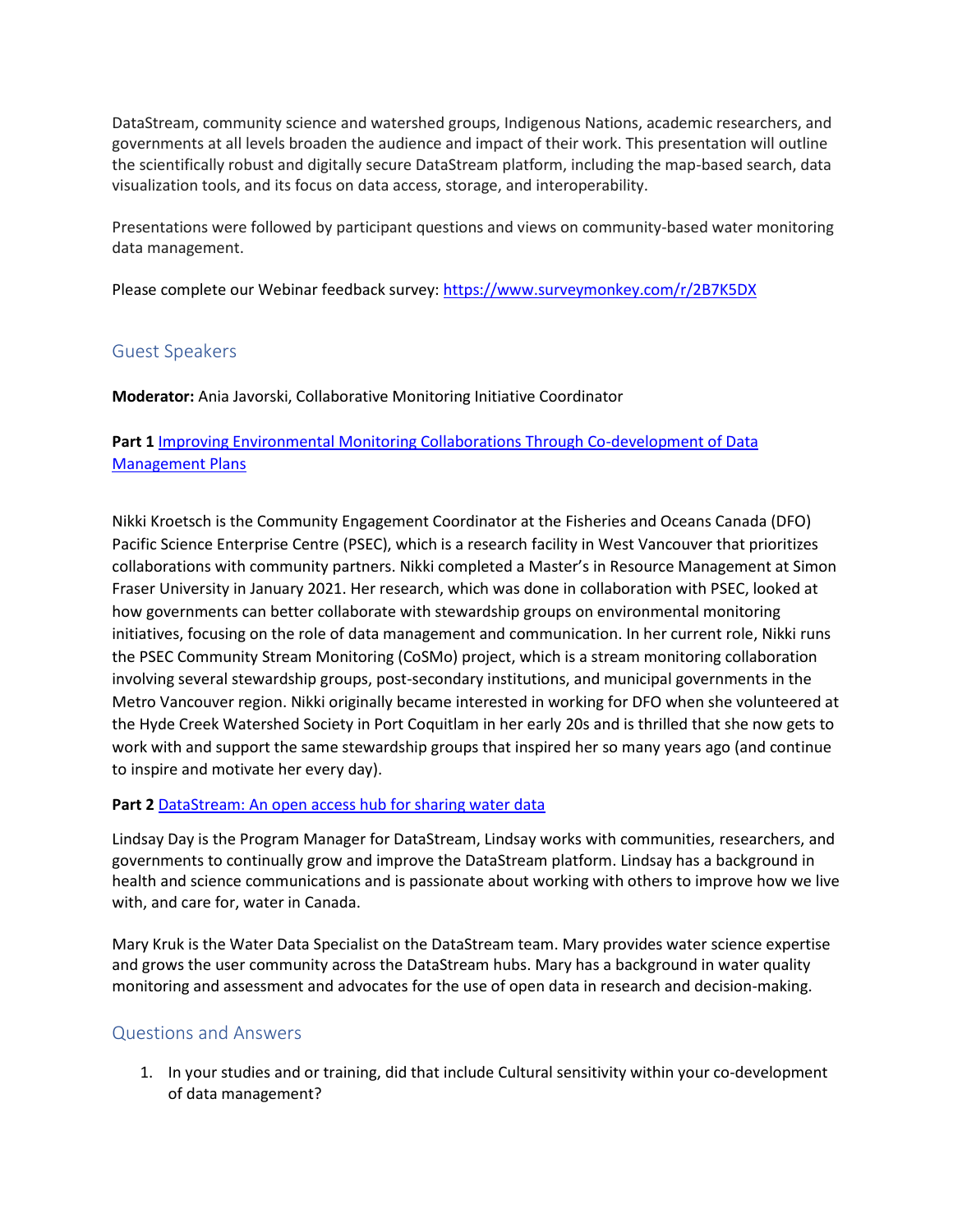DataStream, community science and watershed groups, Indigenous Nations, academic researchers, and governments at all levels broaden the audience and impact of their work. This presentation will outline the scientifically robust and digitally secure DataStream platform, including the map-based search, data visualization tools, and its focus on data access, storage, and interoperability.

Presentations were followed by participant questions and views on community-based water monitoring data management.

Please complete our Webinar feedback survey: [https://www.surveymonkey.com/r/2B7K5DX](https://www.surveymonkey.com/r/2B7K5DX)

## Guest Speakers

**Moderator:** Ania Javorski, Collaborative Monitoring Initiative Coordinator

**Part 1** [Improving Environmental Monitoring Collaborations Through Co-development of Data Management Plans]()

Nikki Kroetsch is the Community Engagement Coordinator at the Fisheries and Oceans Canada (DFO) Pacific Science Enterprise Centre (PSEC), which is a research facility in West Vancouver that prioritizes collaborations with community partners. Nikki completed a Master's in Resource Management at Simon Fraser University in January 2021. Her research, which was done in collaboration with PSEC, looked at how governments can better collaborate with stewardship groups on environmental monitoring initiatives, focusing on the role of data management and communication. In her current role, Nikki runs the PSEC Community Stream Monitoring (CoSMo) project, which is a stream monitoring collaboration involving several stewardship groups, post-secondary institutions, and municipal governments in the Metro Vancouver region. Nikki originally became interested in working for DFO when she volunteered at the Hyde Creek Watershed Society in Port Coquitlam in her early 20s and is thrilled that she now gets to work with and support the same stewardship groups that inspired her so many years ago (and continue to inspire and motivate her every day).

**Part 2** [DataStream: An open access hub for sharing water data]()

Lindsay Day is the Program Manager for DataStream, Lindsay works with communities, researchers, and governments to continually grow and improve the DataStream platform. Lindsay has a background in health and science communications and is passionate about working with others to improve how we live with, and care for, water in Canada.

Mary Kruk is the Water Data Specialist on the DataStream team. Mary provides water science expertise and grows the user community across the DataStream hubs. Mary has a background in water quality monitoring and assessment and advocates for the use of open data in research and decision-making.

## Questions and Answers

1. In your studies and or training, did that include Cultural sensitivity within your co-development of data management?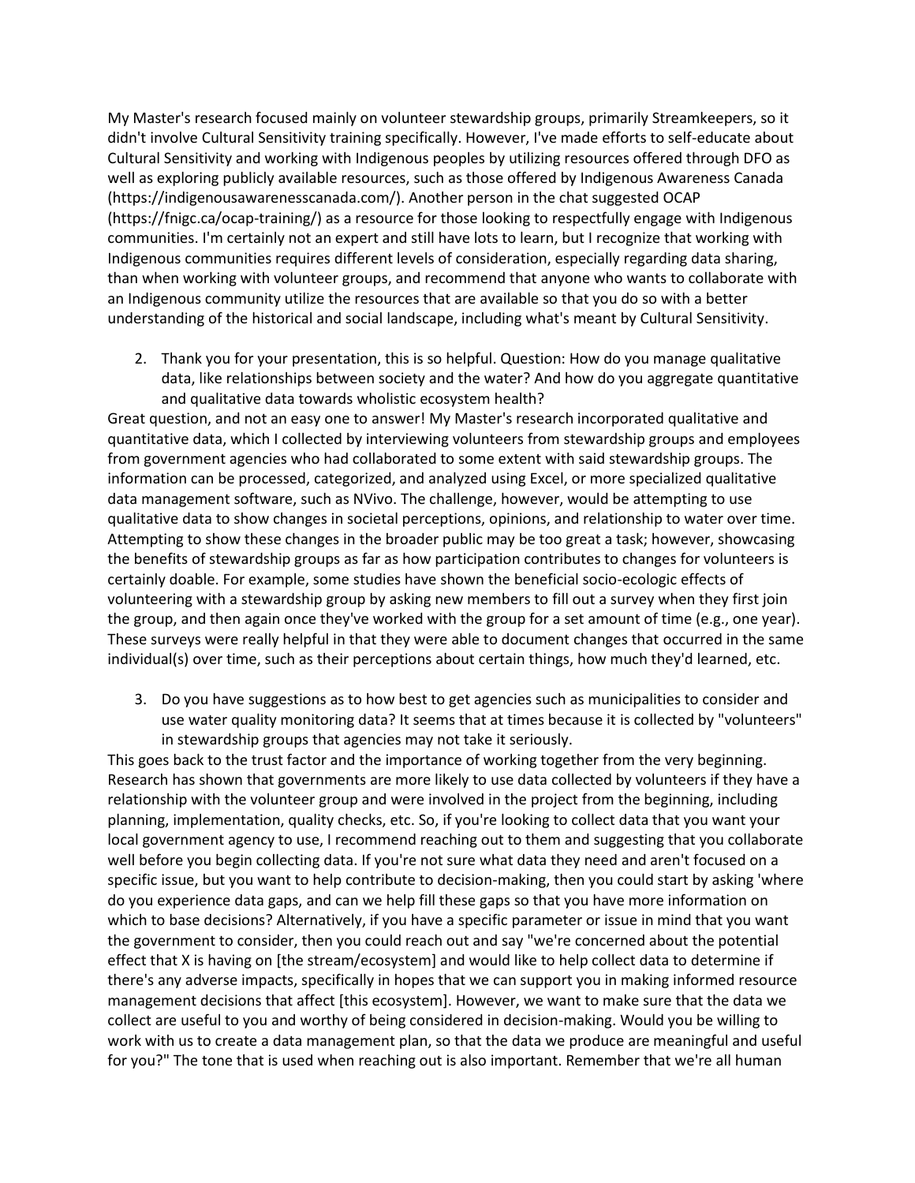My Master's research focused mainly on volunteer stewardship groups, primarily Streamkeepers, so it didn't involve Cultural Sensitivity training specifically. However, I've made efforts to self-educate about Cultural Sensitivity and working with Indigenous peoples by utilizing resources offered through DFO as well as exploring publicly available resources, such as those offered by Indigenous Awareness Canada (https://indigenousawarenesscanada.com/). Another person in the chat suggested OCAP (https://fnigc.ca/ocap-training/) as a resource for those looking to respectfully engage with Indigenous communities. I'm certainly not an expert and still have lots to learn, but I recognize that working with Indigenous communities requires different levels of consideration, especially regarding data sharing, than when working with volunteer groups, and recommend that anyone who wants to collaborate with an Indigenous community utilize the resources that are available so that you do so with a better understanding of the historical and social landscape, including what's meant by Cultural Sensitivity.

2. Thank you for your presentation, this is so helpful. Question: How do you manage qualitative data, like relationships between society and the water? And how do you aggregate quantitative and qualitative data towards wholistic ecosystem health?

Great question, and not an easy one to answer! My Master's research incorporated qualitative and quantitative data, which I collected by interviewing volunteers from stewardship groups and employees from government agencies who had collaborated to some extent with said stewardship groups. The information can be processed, categorized, and analyzed using Excel, or more specialized qualitative data management software, such as NVivo. The challenge, however, would be attempting to use qualitative data to show changes in societal perceptions, opinions, and relationship to water over time. Attempting to show these changes in the broader public may be too great a task; however, showcasing the benefits of stewardship groups as far as how participation contributes to changes for volunteers is certainly doable. For example, some studies have shown the beneficial socio-ecologic effects of volunteering with a stewardship group by asking new members to fill out a survey when they first join the group, and then again once they've worked with the group for a set amount of time (e.g., one year). These surveys were really helpful in that they were able to document changes that occurred in the same individual(s) over time, such as their perceptions about certain things, how much they'd learned, etc.

3. Do you have suggestions as to how best to get agencies such as municipalities to consider and use water quality monitoring data? It seems that at times because it is collected by "volunteers" in stewardship groups that agencies may not take it seriously.

This goes back to the trust factor and the importance of working together from the very beginning. Research has shown that governments are more likely to use data collected by volunteers if they have a relationship with the volunteer group and were involved in the project from the beginning, including planning, implementation, quality checks, etc. So, if you're looking to collect data that you want your local government agency to use, I recommend reaching out to them and suggesting that you collaborate well before you begin collecting data. If you're not sure what data they need and aren't focused on a specific issue, but you want to help contribute to decision-making, then you could start by asking 'where do you experience data gaps, and can we help fill these gaps so that you have more information on which to base decisions? Alternatively, if you have a specific parameter or issue in mind that you want the government to consider, then you could reach out and say "we're concerned about the potential effect that X is having on [the stream/ecosystem] and would like to help collect data to determine if there's any adverse impacts, specifically in hopes that we can support you in making informed resource management decisions that affect [this ecosystem]. However, we want to make sure that the data we collect are useful to you and worthy of being considered in decision-making. Would you be willing to work with us to create a data management plan, so that the data we produce are meaningful and useful for you?" The tone that is used when reaching out is also important. Remember that we're all human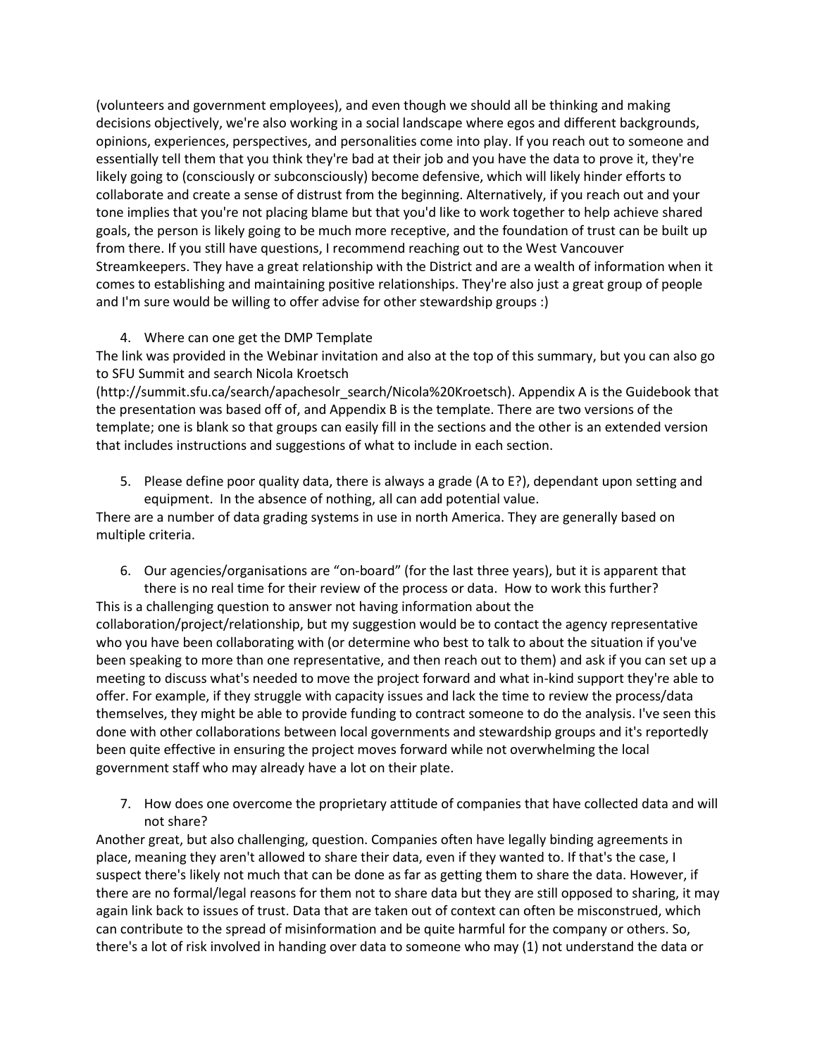(volunteers and government employees), and even though we should all be thinking and making decisions objectively, we're also working in a social landscape where egos and different backgrounds, opinions, experiences, perspectives, and personalities come into play. If you reach out to someone and essentially tell them that you think they're bad at their job and you have the data to prove it, they're likely going to (consciously or subconsciously) become defensive, which will likely hinder efforts to collaborate and create a sense of distrust from the beginning. Alternatively, if you reach out and your tone implies that you're not placing blame but that you'd like to work together to help achieve shared goals, the person is likely going to be much more receptive, and the foundation of trust can be built up from there. If you still have questions, I recommend reaching out to the West Vancouver Streamkeepers. They have a great relationship with the District and are a wealth of information when it comes to establishing and maintaining positive relationships. They're also just a great group of people and I'm sure would be willing to offer advise for other stewardship groups :)

4. Where can one get the DMP Template

The link was provided in the Webinar invitation and also at the top of this summary, but you can also go to SFU Summit and search Nicola Kroetsch (http://summit.sfu.ca/search/apachesolr_search/Nicola%20Kroetsch). Appendix A is the Guidebook that the presentation was based off of, and Appendix B is the template. There are two versions of the template; one is blank so that groups can easily fill in the sections and the other is an extended version that includes instructions and suggestions of what to include in each section.

5. Please define poor quality data, there is always a grade (A to E?), dependant upon setting and equipment. In the absence of nothing, all can add potential value.

There are a number of data grading systems in use in north America. They are generally based on multiple criteria.

6. Our agencies/organisations are "on-board" (for the last three years), but it is apparent that there is no real time for their review of the process or data. How to work this further?

This is a challenging question to answer not having information about the collaboration/project/relationship, but my suggestion would be to contact the agency representative who you have been collaborating with (or determine who best to talk to about the situation if you've been speaking to more than one representative, and then reach out to them) and ask if you can set up a meeting to discuss what's needed to move the project forward and what in-kind support they're able to offer. For example, if they struggle with capacity issues and lack the time to review the process/data themselves, they might be able to provide funding to contract someone to do the analysis. I've seen this done with other collaborations between local governments and stewardship groups and it's reportedly been quite effective in ensuring the project moves forward while not overwhelming the local government staff who may already have a lot on their plate.

7. How does one overcome the proprietary attitude of companies that have collected data and will not share?

Another great, but also challenging, question. Companies often have legally binding agreements in place, meaning they aren't allowed to share their data, even if they wanted to. If that's the case, I suspect there's likely not much that can be done as far as getting them to share the data. However, if there are no formal/legal reasons for them not to share data but they are still opposed to sharing, it may again link back to issues of trust. Data that are taken out of context can often be misconstrued, which can contribute to the spread of misinformation and be quite harmful for the company or others. So, there's a lot of risk involved in handing over data to someone who may (1) not understand the data or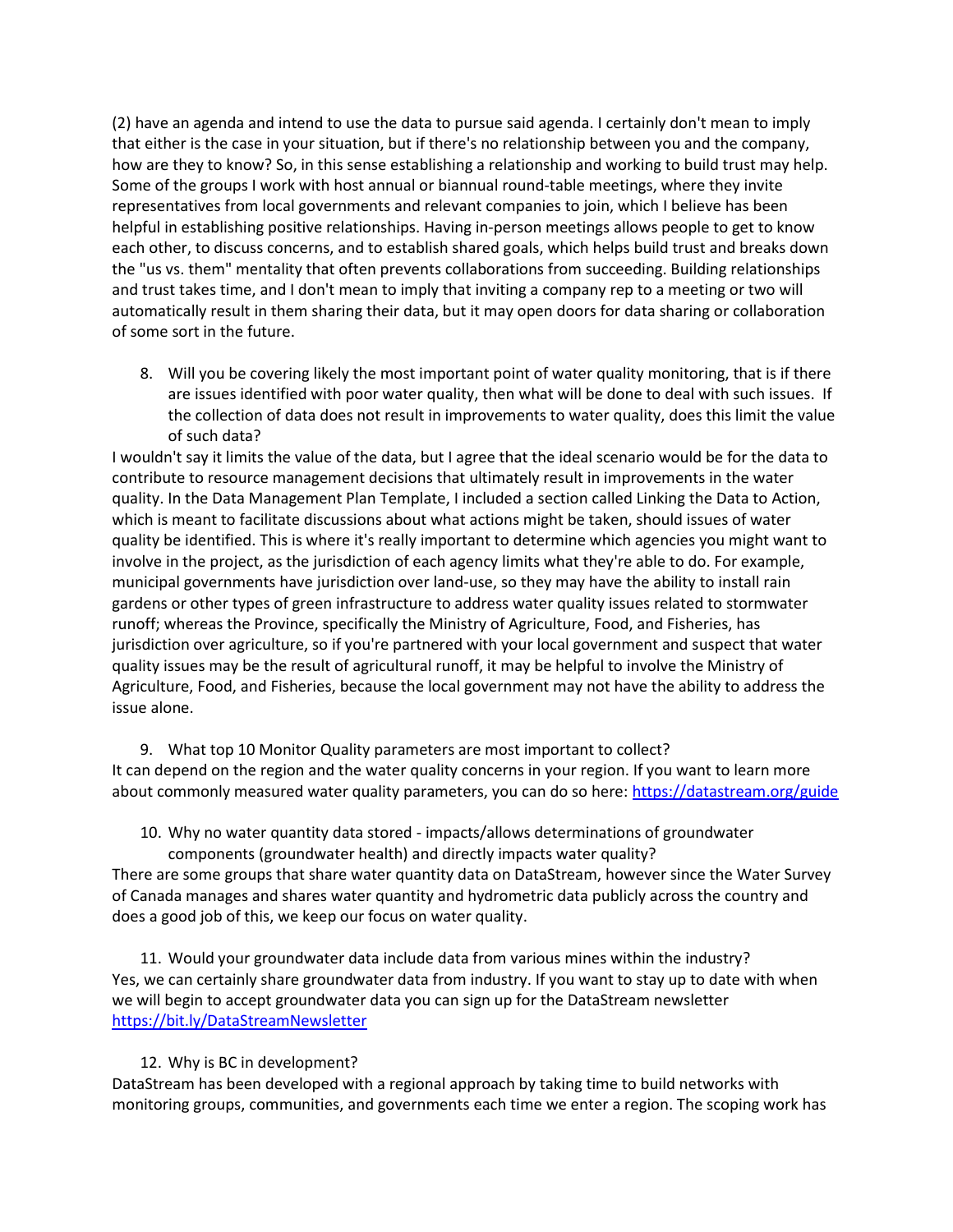(2) have an agenda and intend to use the data to pursue said agenda. I certainly don't mean to imply that either is the case in your situation, but if there's no relationship between you and the company, how are they to know? So, in this sense establishing a relationship and working to build trust may help. Some of the groups I work with host annual or biannual round-table meetings, where they invite representatives from local governments and relevant companies to join, which I believe has been helpful in establishing positive relationships. Having in-person meetings allows people to get to know each other, to discuss concerns, and to establish shared goals, which helps build trust and breaks down the "us vs. them" mentality that often prevents collaborations from succeeding. Building relationships and trust takes time, and I don't mean to imply that inviting a company rep to a meeting or two will automatically result in them sharing their data, but it may open doors for data sharing or collaboration of some sort in the future.

8. Will you be covering likely the most important point of water quality monitoring, that is if there are issues identified with poor water quality, then what will be done to deal with such issues. If the collection of data does not result in improvements to water quality, does this limit the value of such data?

I wouldn't say it limits the value of the data, but I agree that the ideal scenario would be for the data to contribute to resource management decisions that ultimately result in improvements in the water quality. In the Data Management Plan Template, I included a section called Linking the Data to Action, which is meant to facilitate discussions about what actions might be taken, should issues of water quality be identified. This is where it's really important to determine which agencies you might want to involve in the project, as the jurisdiction of each agency limits what they're able to do. For example, municipal governments have jurisdiction over land-use, so they may have the ability to install rain gardens or other types of green infrastructure to address water quality issues related to stormwater runoff; whereas the Province, specifically the Ministry of Agriculture, Food, and Fisheries, has jurisdiction over agriculture, so if you're partnered with your local government and suspect that water quality issues may be the result of agricultural runoff, it may be helpful to involve the Ministry of Agriculture, Food, and Fisheries, because the local government may not have the ability to address the issue alone.

9. What top 10 Monitor Quality parameters are most important to collect?

It can depend on the region and the water quality concerns in your region. If you want to learn more about commonly measured water quality parameters, you can do so here: https://datastream.org/guide

10. Why no water quantity data stored - impacts/allows determinations of groundwater components (groundwater health) and directly impacts water quality?

There are some groups that share water quantity data on DataStream, however since the Water Survey of Canada manages and shares water quantity and hydrometric data publicly across the country and does a good job of this, we keep our focus on water quality.

11. Would your groundwater data include data from various mines within the industry?

Yes, we can certainly share groundwater data from industry. If you want to stay up to date with when we will begin to accept groundwater data you can sign up for the DataStream newsletter https://bit.ly/DataStreamNewsletter

12. Why is BC in development?

DataStream has been developed with a regional approach by taking time to build networks with monitoring groups, communities, and governments each time we enter a region. The scoping work has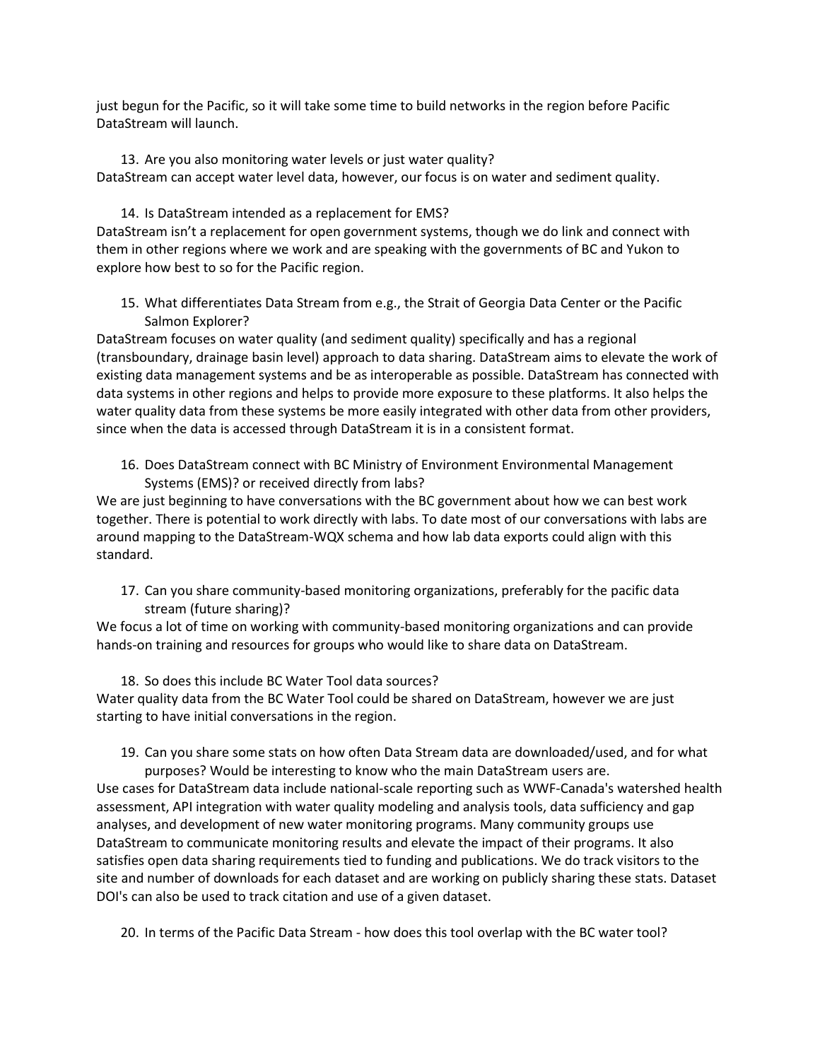just begun for the Pacific, so it will take some time to build networks in the region before Pacific DataStream will launch.

13. Are you also monitoring water levels or just water quality?

DataStream can accept water level data, however, our focus is on water and sediment quality.

14. Is DataStream intended as a replacement for EMS?

DataStream isn't a replacement for open government systems, though we do link and connect with them in other regions where we work and are speaking with the governments of BC and Yukon to explore how best to so for the Pacific region.

15. What differentiates Data Stream from e.g., the Strait of Georgia Data Center or the Pacific Salmon Explorer?

DataStream focuses on water quality (and sediment quality) specifically and has a regional (transboundary, drainage basin level) approach to data sharing. DataStream aims to elevate the work of existing data management systems and be as interoperable as possible. DataStream has connected with data systems in other regions and helps to provide more exposure to these platforms. It also helps the water quality data from these systems be more easily integrated with other data from other providers, since when the data is accessed through DataStream it is in a consistent format.

16. Does DataStream connect with BC Ministry of Environment Environmental Management Systems (EMS)? or received directly from labs?

We are just beginning to have conversations with the BC government about how we can best work together. There is potential to work directly with labs. To date most of our conversations with labs are around mapping to the DataStream-WQX schema and how lab data exports could align with this standard.

17. Can you share community-based monitoring organizations, preferably for the pacific data stream (future sharing)?

We focus a lot of time on working with community-based monitoring organizations and can provide hands-on training and resources for groups who would like to share data on DataStream.

18. So does this include BC Water Tool data sources?

Water quality data from the BC Water Tool could be shared on DataStream, however we are just starting to have initial conversations in the region.

19. Can you share some stats on how often Data Stream data are downloaded/used, and for what purposes? Would be interesting to know who the main DataStream users are.

Use cases for DataStream data include national-scale reporting such as WWF-Canada's watershed health assessment, API integration with water quality modeling and analysis tools, data sufficiency and gap analyses, and development of new water monitoring programs. Many community groups use DataStream to communicate monitoring results and elevate the impact of their programs. It also satisfies open data sharing requirements tied to funding and publications. We do track visitors to the site and number of downloads for each dataset and are working on publicly sharing these stats. Dataset DOI's can also be used to track citation and use of a given dataset.

20. In terms of the Pacific Data Stream - how does this tool overlap with the BC water tool?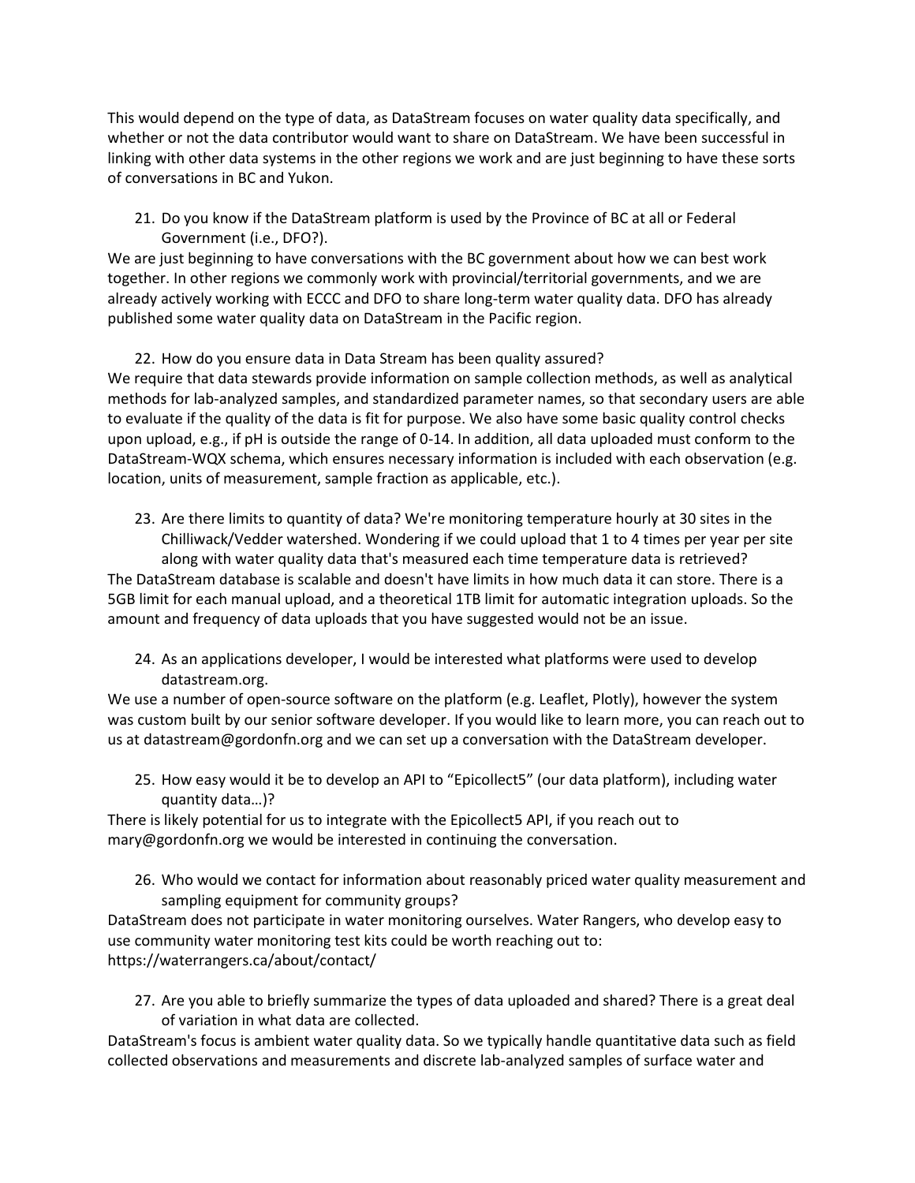This would depend on the type of data, as DataStream focuses on water quality data specifically, and whether or not the data contributor would want to share on DataStream. We have been successful in linking with other data systems in the other regions we work and are just beginning to have these sorts of conversations in BC and Yukon.

21. Do you know if the DataStream platform is used by the Province of BC at all or Federal Government (i.e., DFO?).

We are just beginning to have conversations with the BC government about how we can best work together. In other regions we commonly work with provincial/territorial governments, and we are already actively working with ECCC and DFO to share long-term water quality data. DFO has already published some water quality data on DataStream in the Pacific region.

22. How do you ensure data in Data Stream has been quality assured?

We require that data stewards provide information on sample collection methods, as well as analytical methods for lab-analyzed samples, and standardized parameter names, so that secondary users are able to evaluate if the quality of the data is fit for purpose. We also have some basic quality control checks upon upload, e.g., if pH is outside the range of 0-14. In addition, all data uploaded must conform to the DataStream-WQX schema, which ensures necessary information is included with each observation (e.g. location, units of measurement, sample fraction as applicable, etc.).

23. Are there limits to quantity of data? We're monitoring temperature hourly at 30 sites in the Chilliwack/Vedder watershed. Wondering if we could upload that 1 to 4 times per year per site along with water quality data that's measured each time temperature data is retrieved?

The DataStream database is scalable and doesn't have limits in how much data it can store. There is a 5GB limit for each manual upload, and a theoretical 1TB limit for automatic integration uploads. So the amount and frequency of data uploads that you have suggested would not be an issue.

24. As an applications developer, I would be interested what platforms were used to develop datastream.org.

We use a number of open-source software on the platform (e.g. Leaflet, Plotly), however the system was custom built by our senior software developer. If you would like to learn more, you can reach out to us at datastream@gordonfn.org and we can set up a conversation with the DataStream developer.

25. How easy would it be to develop an API to "Epicollect5" (our data platform), including water quantity data…)?

There is likely potential for us to integrate with the Epicollect5 API, if you reach out to mary@gordonfn.org we would be interested in continuing the conversation.

26. Who would we contact for information about reasonably priced water quality measurement and sampling equipment for community groups?

DataStream does not participate in water monitoring ourselves. Water Rangers, who develop easy to use community water monitoring test kits could be worth reaching out to: https://waterrangers.ca/about/contact/

27. Are you able to briefly summarize the types of data uploaded and shared? There is a great deal of variation in what data are collected.

DataStream's focus is ambient water quality data. So we typically handle quantitative data such as field collected observations and measurements and discrete lab-analyzed samples of surface water and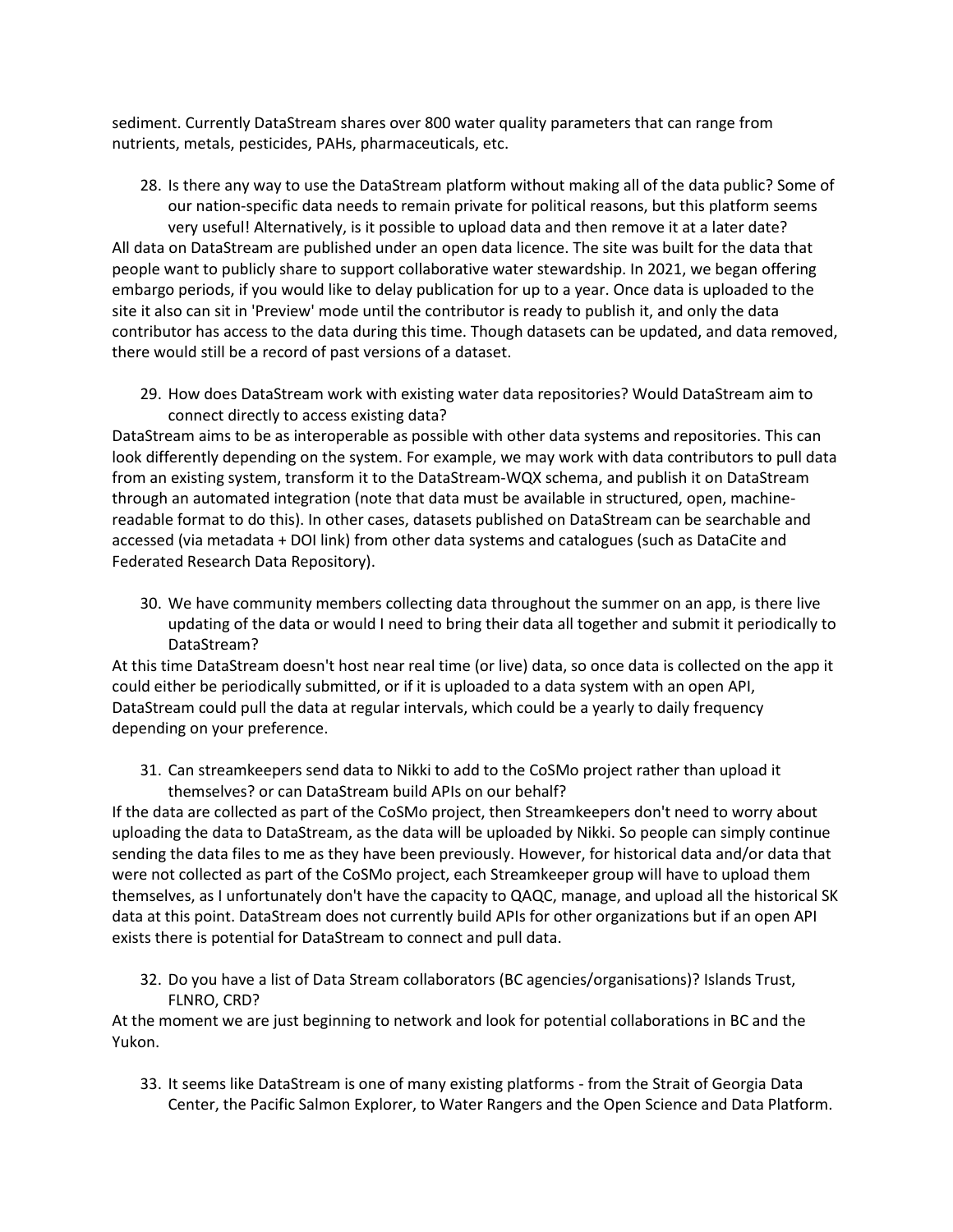sediment. Currently DataStream shares over 800 water quality parameters that can range from nutrients, metals, pesticides, PAHs, pharmaceuticals, etc.

28. Is there any way to use the DataStream platform without making all of the data public? Some of our nation-specific data needs to remain private for political reasons, but this platform seems very useful! Alternatively, is it possible to upload data and then remove it at a later date?

All data on DataStream are published under an open data licence. The site was built for the data that people want to publicly share to support collaborative water stewardship. In 2021, we began offering embargo periods, if you would like to delay publication for up to a year. Once data is uploaded to the site it also can sit in 'Preview' mode until the contributor is ready to publish it, and only the data contributor has access to the data during this time. Though datasets can be updated, and data removed, there would still be a record of past versions of a dataset.

29. How does DataStream work with existing water data repositories? Would DataStream aim to connect directly to access existing data?

DataStream aims to be as interoperable as possible with other data systems and repositories. This can look differently depending on the system. For example, we may work with data contributors to pull data from an existing system, transform it to the DataStream-WQX schema, and publish it on DataStream through an automated integration (note that data must be available in structured, open, machine-readable format to do this). In other cases, datasets published on DataStream can be searchable and accessed (via metadata + DOI link) from other data systems and catalogues (such as DataCite and Federated Research Data Repository).

30. We have community members collecting data throughout the summer on an app, is there live updating of the data or would I need to bring their data all together and submit it periodically to DataStream?

At this time DataStream doesn't host near real time (or live) data, so once data is collected on the app it could either be periodically submitted, or if it is uploaded to a data system with an open API, DataStream could pull the data at regular intervals, which could be a yearly to daily frequency depending on your preference.

31. Can streamkeepers send data to Nikki to add to the CoSMo project rather than upload it themselves? or can DataStream build APIs on our behalf?

If the data are collected as part of the CoSMo project, then Streamkeepers don't need to worry about uploading the data to DataStream, as the data will be uploaded by Nikki. So people can simply continue sending the data files to me as they have been previously. However, for historical data and/or data that were not collected as part of the CoSMo project, each Streamkeeper group will have to upload them themselves, as I unfortunately don't have the capacity to QAQC, manage, and upload all the historical SK data at this point. DataStream does not currently build APIs for other organizations but if an open API exists there is potential for DataStream to connect and pull data.

32. Do you have a list of Data Stream collaborators (BC agencies/organisations)? Islands Trust, FLNRO, CRD?

At the moment we are just beginning to network and look for potential collaborations in BC and the Yukon.

33. It seems like DataStream is one of many existing platforms - from the Strait of Georgia Data Center, the Pacific Salmon Explorer, to Water Rangers and the Open Science and Data Platform.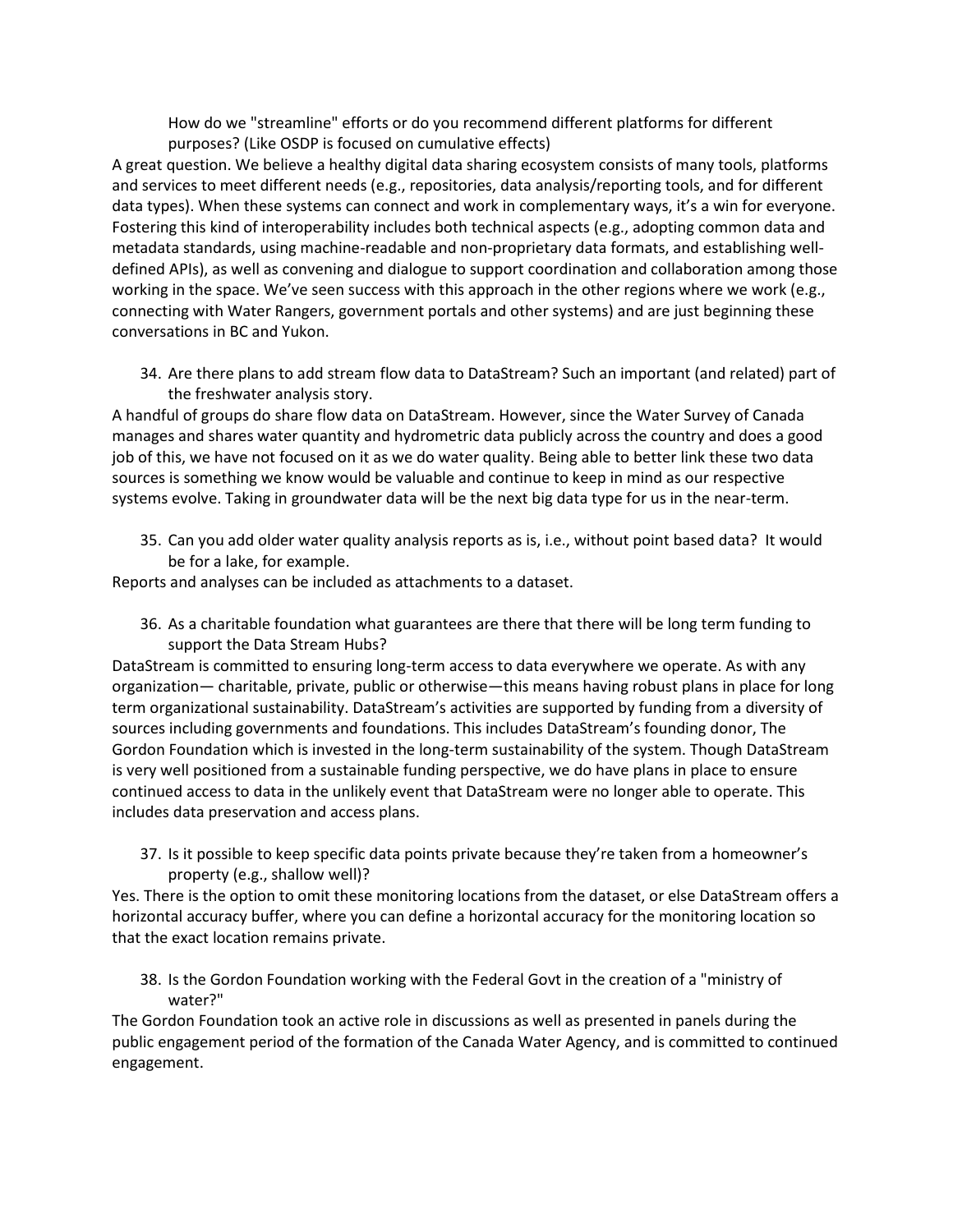How do we "streamline" efforts or do you recommend different platforms for different purposes? (Like OSDP is focused on cumulative effects)

A great question. We believe a healthy digital data sharing ecosystem consists of many tools, platforms and services to meet different needs (e.g., repositories, data analysis/reporting tools, and for different data types). When these systems can connect and work in complementary ways, it's a win for everyone. Fostering this kind of interoperability includes both technical aspects (e.g., adopting common data and metadata standards, using machine-readable and non-proprietary data formats, and establishing well-defined APIs), as well as convening and dialogue to support coordination and collaboration among those working in the space. We've seen success with this approach in the other regions where we work (e.g., connecting with Water Rangers, government portals and other systems) and are just beginning these conversations in BC and Yukon.

34. Are there plans to add stream flow data to DataStream? Such an important (and related) part of the freshwater analysis story.

A handful of groups do share flow data on DataStream. However, since the Water Survey of Canada manages and shares water quantity and hydrometric data publicly across the country and does a good job of this, we have not focused on it as we do water quality. Being able to better link these two data sources is something we know would be valuable and continue to keep in mind as our respective systems evolve. Taking in groundwater data will be the next big data type for us in the near-term.

35. Can you add older water quality analysis reports as is, i.e., without point based data? It would be for a lake, for example.

Reports and analyses can be included as attachments to a dataset.

36. As a charitable foundation what guarantees are there that there will be long term funding to support the Data Stream Hubs?

DataStream is committed to ensuring long-term access to data everywhere we operate. As with any organization— charitable, private, public or otherwise—this means having robust plans in place for long term organizational sustainability. DataStream's activities are supported by funding from a diversity of sources including governments and foundations. This includes DataStream's founding donor, The Gordon Foundation which is invested in the long-term sustainability of the system. Though DataStream is very well positioned from a sustainable funding perspective, we do have plans in place to ensure continued access to data in the unlikely event that DataStream were no longer able to operate. This includes data preservation and access plans.

37. Is it possible to keep specific data points private because they're taken from a homeowner's property (e.g., shallow well)?

Yes. There is the option to omit these monitoring locations from the dataset, or else DataStream offers a horizontal accuracy buffer, where you can define a horizontal accuracy for the monitoring location so that the exact location remains private.

38. Is the Gordon Foundation working with the Federal Govt in the creation of a "ministry of water?"

The Gordon Foundation took an active role in discussions as well as presented in panels during the public engagement period of the formation of the Canada Water Agency, and is committed to continued engagement.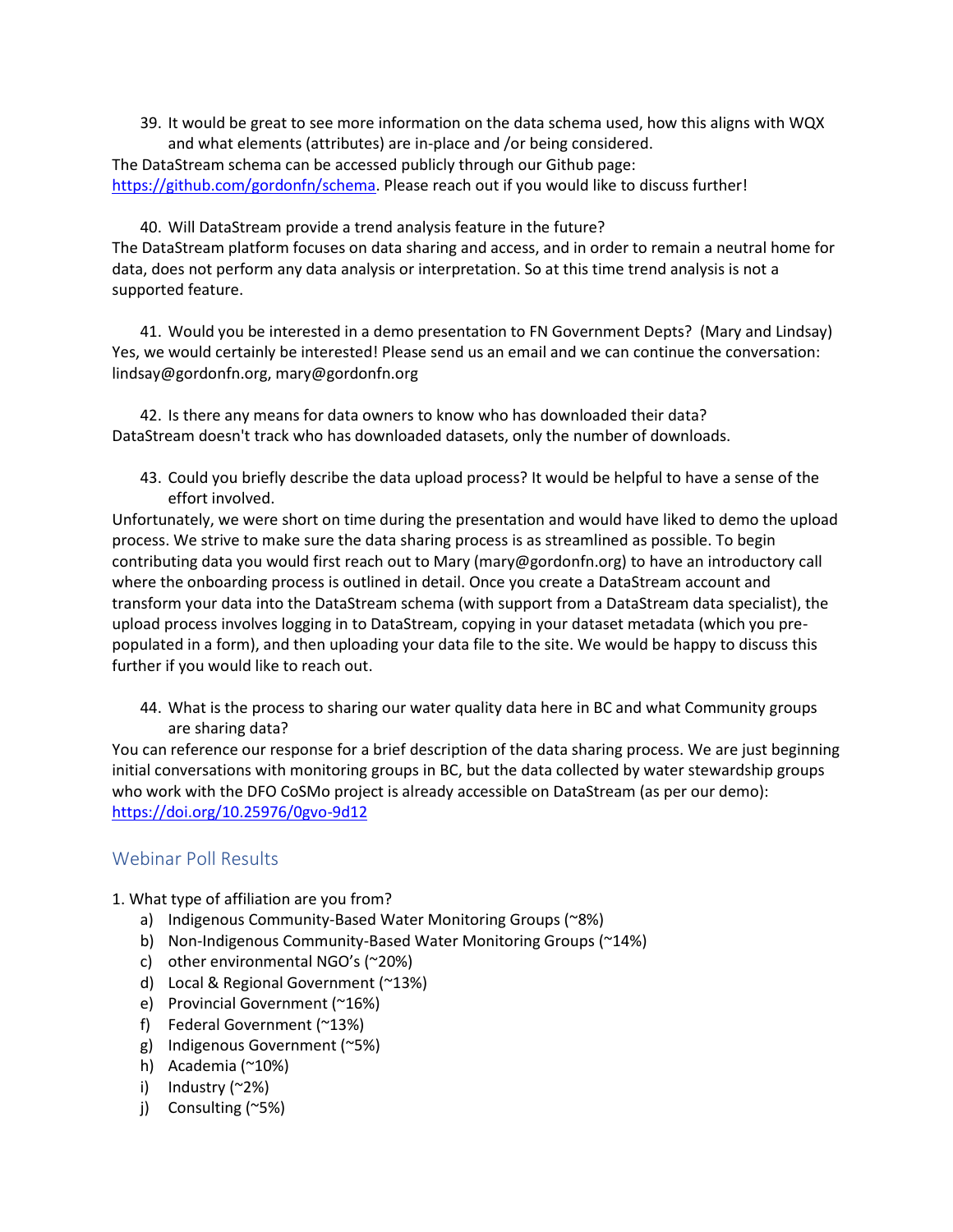39. It would be great to see more information on the data schema used, how this aligns with WQX and what elements (attributes) are in-place and /or being considered.

The DataStream schema can be accessed publicly through our Github page: https://github.com/gordonfn/schema. Please reach out if you would like to discuss further!

40. Will DataStream provide a trend analysis feature in the future?

The DataStream platform focuses on data sharing and access, and in order to remain a neutral home for data, does not perform any data analysis or interpretation. So at this time trend analysis is not a supported feature.

41. Would you be interested in a demo presentation to FN Government Depts? (Mary and Lindsay)

Yes, we would certainly be interested! Please send us an email and we can continue the conversation: lindsay@gordonfn.org, mary@gordonfn.org

42. Is there any means for data owners to know who has downloaded their data?

DataStream doesn't track who has downloaded datasets, only the number of downloads.

43. Could you briefly describe the data upload process? It would be helpful to have a sense of the effort involved.

Unfortunately, we were short on time during the presentation and would have liked to demo the upload process. We strive to make sure the data sharing process is as streamlined as possible. To begin contributing data you would first reach out to Mary (mary@gordonfn.org) to have an introductory call where the onboarding process is outlined in detail. Once you create a DataStream account and transform your data into the DataStream schema (with support from a DataStream data specialist), the upload process involves logging in to DataStream, copying in your dataset metadata (which you pre-populated in a form), and then uploading your data file to the site. We would be happy to discuss this further if you would like to reach out.

44. What is the process to sharing our water quality data here in BC and what Community groups are sharing data?

You can reference our response for a brief description of the data sharing process. We are just beginning initial conversations with monitoring groups in BC, but the data collected by water stewardship groups who work with the DFO CoSMo project is already accessible on DataStream (as per our demo): https://doi.org/10.25976/0gvo-9d12

## Webinar Poll Results

1. What type of affiliation are you from?
   a) Indigenous Community-Based Water Monitoring Groups (~8%)
   b) Non-Indigenous Community-Based Water Monitoring Groups (~14%)
   c) other environmental NGO's (~20%)
   d) Local & Regional Government (~13%)
   e) Provincial Government (~16%)
   f) Federal Government (~13%)
   g) Indigenous Government (~5%)
   h) Academia (~10%)
   i) Industry (~2%)
   j) Consulting (~5%)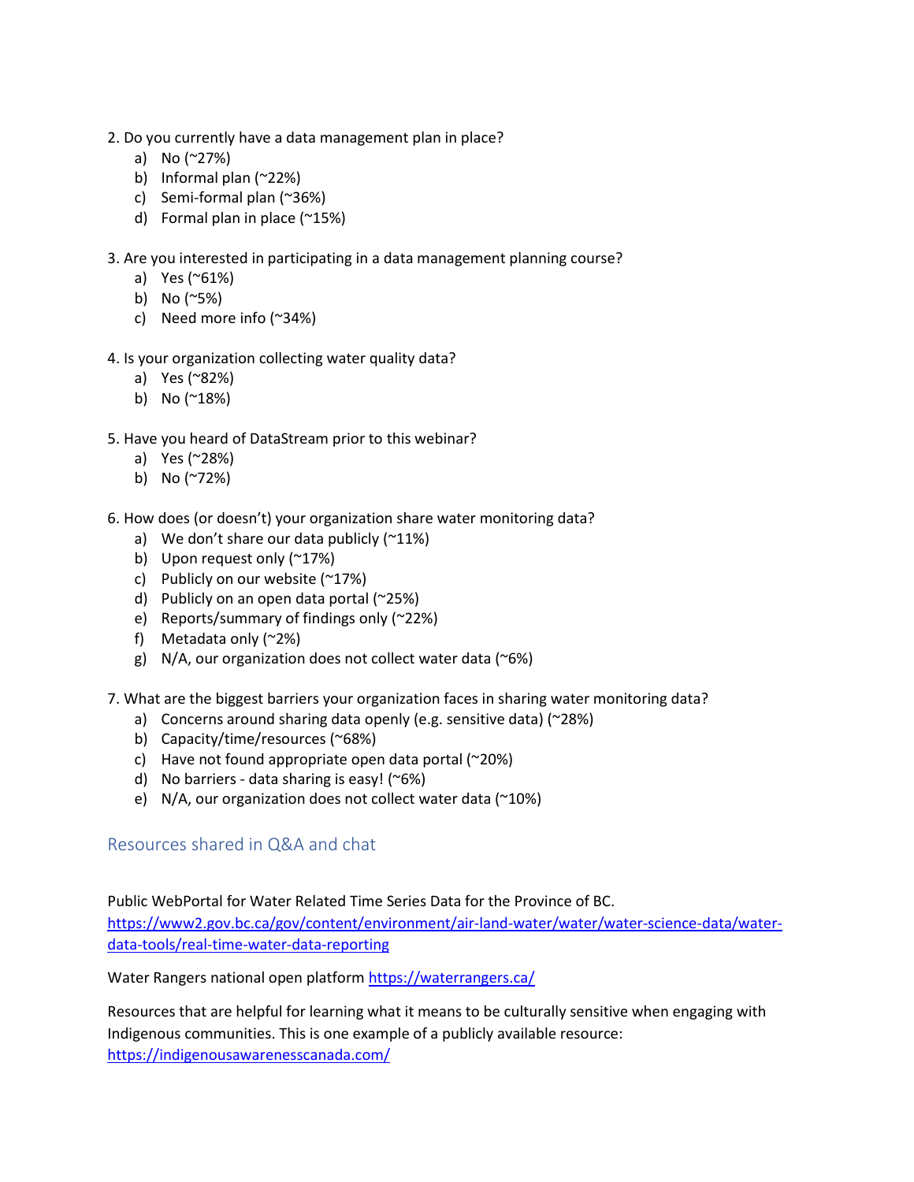2. Do you currently have a data management plan in place?
   a) No (~27%)
   b) Informal plan (~22%)
   c) Semi-formal plan (~36%)
   d) Formal plan in place (~15%)

3. Are you interested in participating in a data management planning course?
   a) Yes (~61%)
   b) No (~5%)
   c) Need more info (~34%)

4. Is your organization collecting water quality data?
   a) Yes (~82%)
   b) No (~18%)

5. Have you heard of DataStream prior to this webinar?
   a) Yes (~28%)
   b) No (~72%)

6. How does (or doesn't) your organization share water monitoring data?
   a) We don't share our data publicly (~11%)
   b) Upon request only (~17%)
   c) Publicly on our website (~17%)
   d) Publicly on an open data portal (~25%)
   e) Reports/summary of findings only (~22%)
   f) Metadata only (~2%)
   g) N/A, our organization does not collect water data (~6%)

7. What are the biggest barriers your organization faces in sharing water monitoring data?
   a) Concerns around sharing data openly (e.g. sensitive data) (~28%)
   b) Capacity/time/resources (~68%)
   c) Have not found appropriate open data portal (~20%)
   d) No barriers - data sharing is easy! (~6%)
   e) N/A, our organization does not collect water data (~10%)

## Resources shared in Q&A and chat

Public WebPortal for Water Related Time Series Data for the Province of BC.
https://www2.gov.bc.ca/gov/content/environment/air-land-water/water/water-science-data/water-data-tools/real-time-water-data-reporting

Water Rangers national open platform https://waterrangers.ca/

Resources that are helpful for learning what it means to be culturally sensitive when engaging with Indigenous communities. This is one example of a publicly available resource: https://indigenousawarenesscanada.com/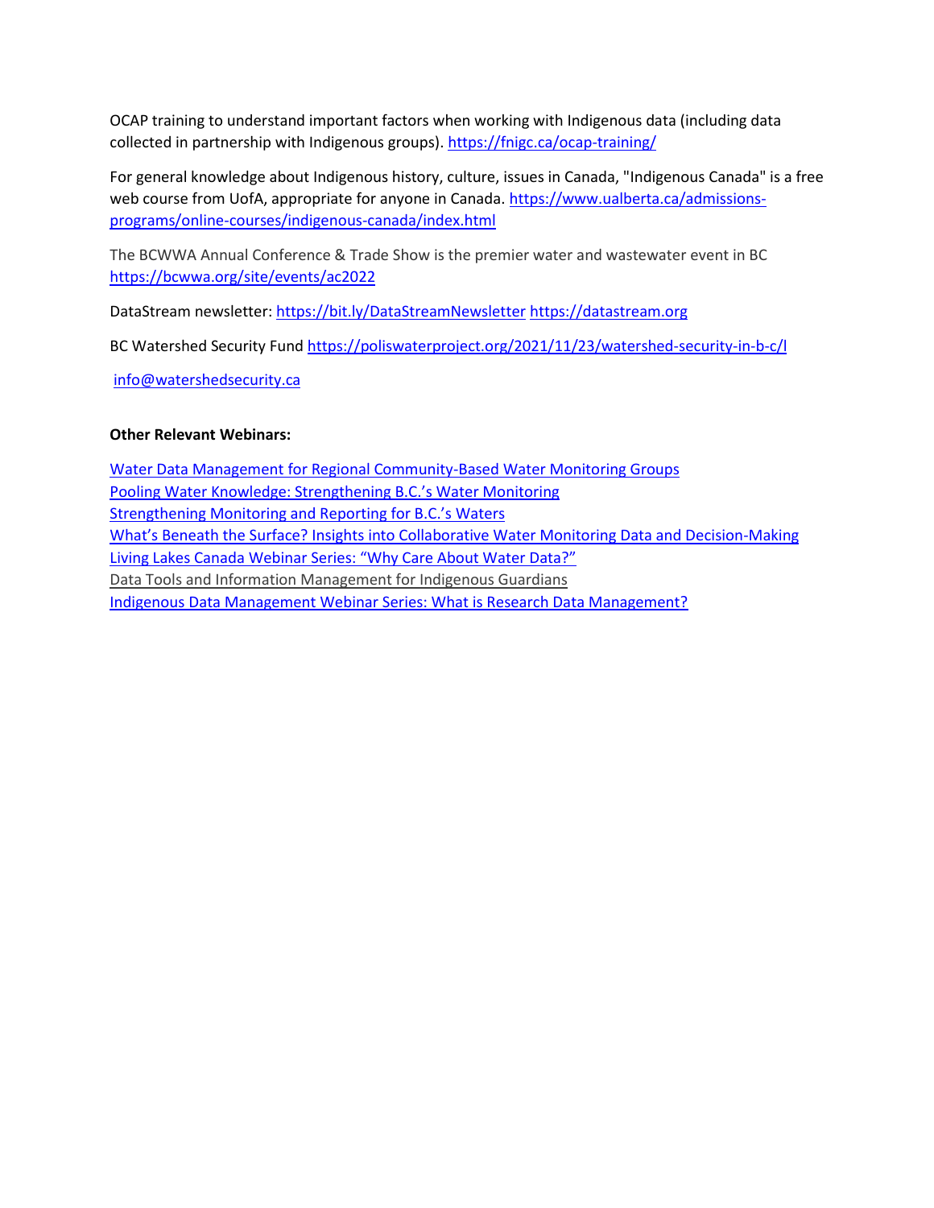OCAP training to understand important factors when working with Indigenous data (including data collected in partnership with Indigenous groups). https://fnigc.ca/ocap-training/

For general knowledge about Indigenous history, culture, issues in Canada, "Indigenous Canada" is a free web course from UofA, appropriate for anyone in Canada. https://www.ualberta.ca/admissions-programs/online-courses/indigenous-canada/index.html

The BCWWA Annual Conference & Trade Show is the premier water and wastewater event in BC https://bcwwa.org/site/events/ac2022

DataStream newsletter: https://bit.ly/DataStreamNewsletter https://datastream.org

BC Watershed Security Fund https://poliswaterproject.org/2021/11/23/watershed-security-in-b-c/l

info@watershedsecurity.ca

**Other Relevant Webinars:**

Water Data Management for Regional Community-Based Water Monitoring Groups
Pooling Water Knowledge: Strengthening B.C.'s Water Monitoring
Strengthening Monitoring and Reporting for B.C.'s Waters
What's Beneath the Surface? Insights into Collaborative Water Monitoring Data and Decision-Making
Living Lakes Canada Webinar Series: "Why Care About Water Data?"
Data Tools and Information Management for Indigenous Guardians
Indigenous Data Management Webinar Series: What is Research Data Management?